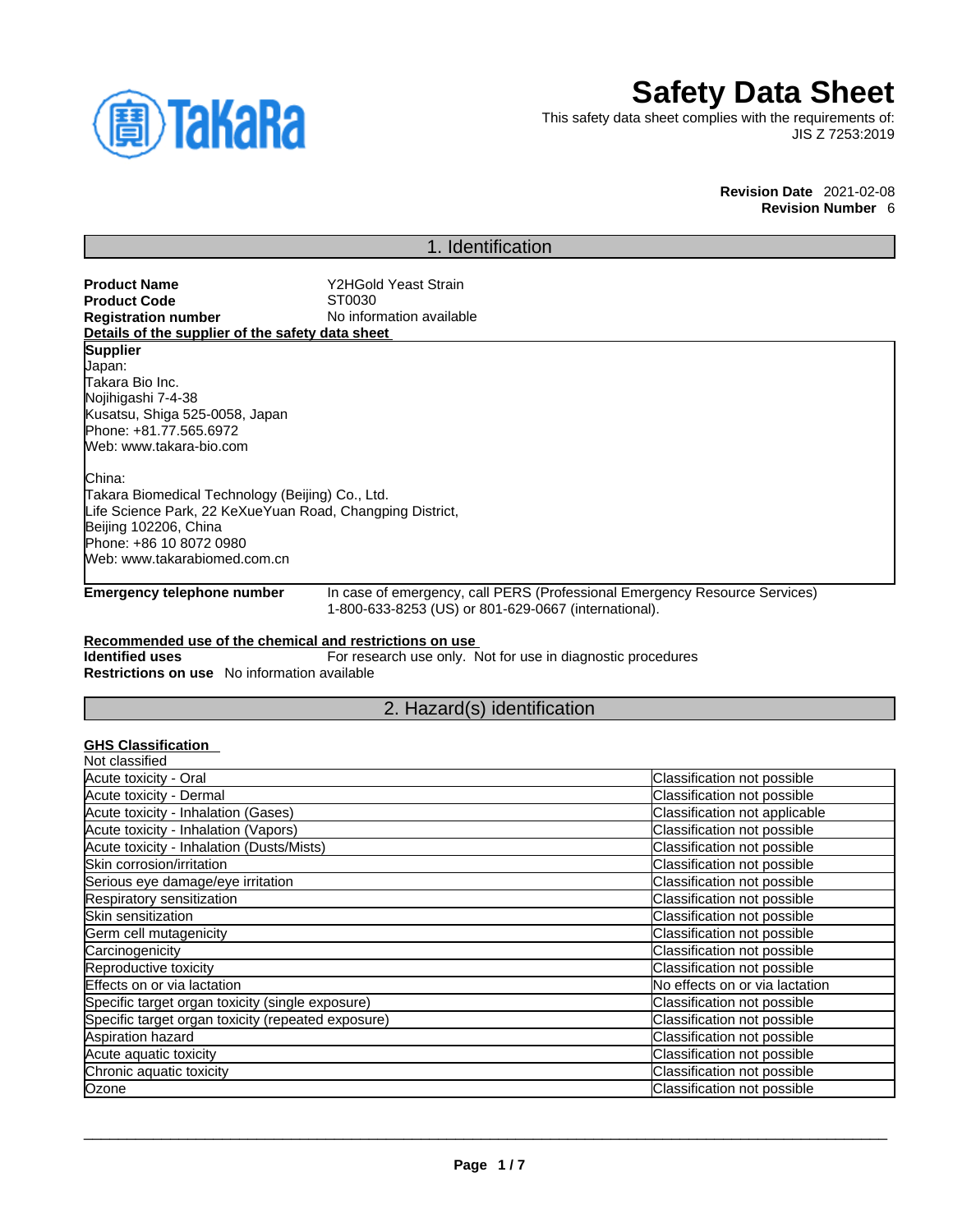# Safety Data Sheet

This safety data sheet complies with the requirements of:
JIS Z 7253:2019

**Revision Date** 2021-02-08
**Revision Number** 6

## 1. Identification

**Product Name** Y2HGold Yeast Strain
**Product Code** ST0030
**Registration number** No information available

**Details of the supplier of the safety data sheet**

**Supplier**
Japan:
Takara Bio Inc.
Nojihigashi 7-4-38
Kusatsu, Shiga 525-0058, Japan
Phone: +81.77.565.6972
Web: www.takara-bio.com

China:
Takara Biomedical Technology (Beijing) Co., Ltd.
Life Science Park, 22 KeXueYuan Road, Changping District,
Beijing 102206, China
Phone: +86 10 8072 0980
Web: www.takarabiomed.com.cn

**Emergency telephone number** In case of emergency, call PERS (Professional Emergency Resource Services) 1-800-633-8253 (US) or 801-629-0667 (international).

**Recommended use of the chemical and restrictions on use**
**Identified uses** For research use only. Not for use in diagnostic procedures
**Restrictions on use** No information available

## 2. Hazard(s) identification

**GHS Classification**
Not classified

| | |
|---|---|
| Acute toxicity - Oral | Classification not possible |
| Acute toxicity - Dermal | Classification not possible |
| Acute toxicity - Inhalation (Gases) | Classification not applicable |
| Acute toxicity - Inhalation (Vapors) | Classification not possible |
| Acute toxicity - Inhalation (Dusts/Mists) | Classification not possible |
| Skin corrosion/irritation | Classification not possible |
| Serious eye damage/eye irritation | Classification not possible |
| Respiratory sensitization | Classification not possible |
| Skin sensitization | Classification not possible |
| Germ cell mutagenicity | Classification not possible |
| Carcinogenicity | Classification not possible |
| Reproductive toxicity | Classification not possible |
| Effects on or via lactation | No effects on or via lactation |
| Specific target organ toxicity (single exposure) | Classification not possible |
| Specific target organ toxicity (repeated exposure) | Classification not possible |
| Aspiration hazard | Classification not possible |
| Acute aquatic toxicity | Classification not possible |
| Chronic aquatic toxicity | Classification not possible |
| Ozone | Classification not possible |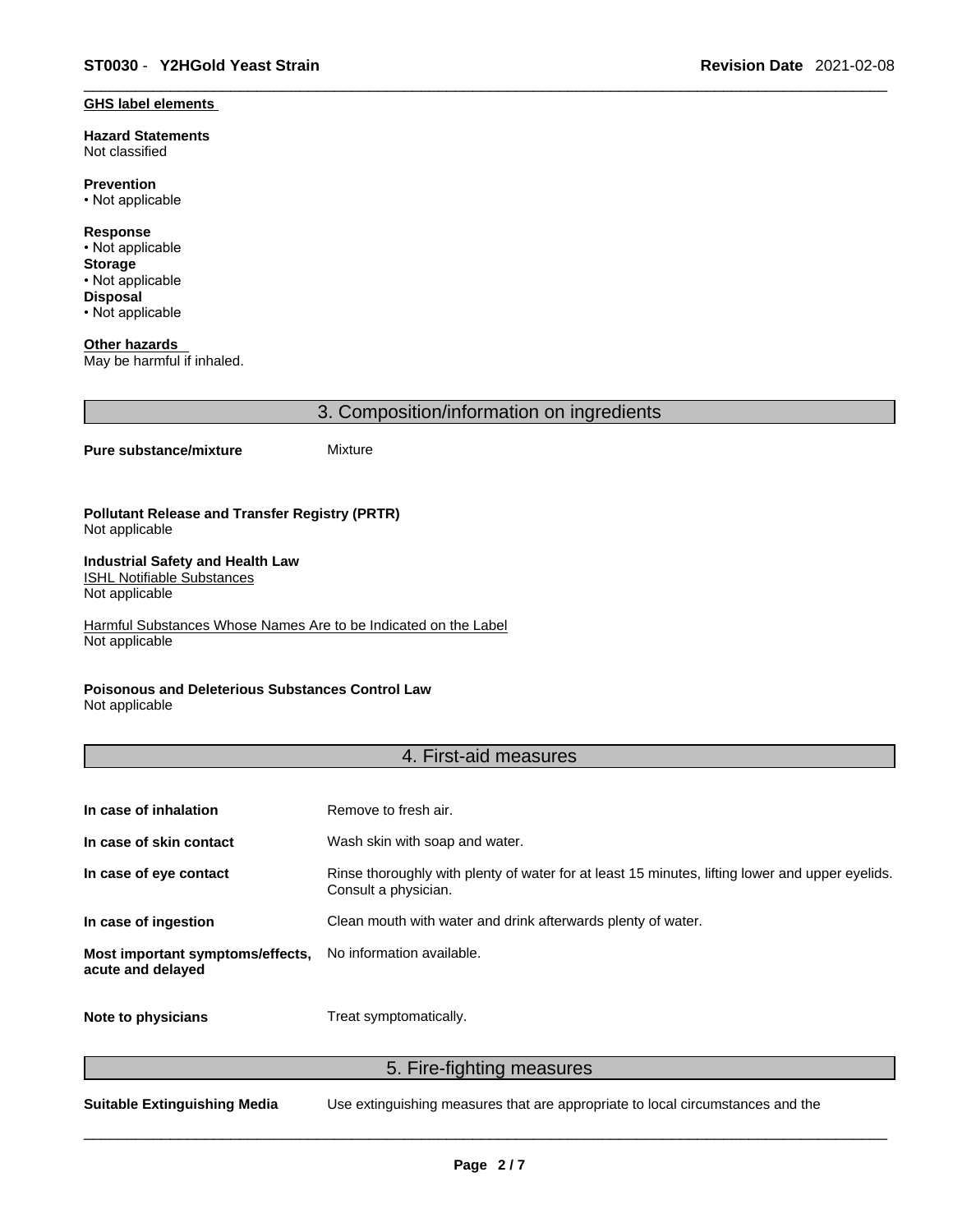**GHS label elements**

**Hazard Statements**
Not classified

**Prevention**
• Not applicable

**Response**
• Not applicable
**Storage**
• Not applicable
**Disposal**
• Not applicable

**Other hazards**
May be harmful if inhaled.

## 3. Composition/information on ingredients

**Pure substance/mixture** Mixture

**Pollutant Release and Transfer Registry (PRTR)**
Not applicable

**Industrial Safety and Health Law**
ISHL Notifiable Substances
Not applicable

Harmful Substances Whose Names Are to be Indicated on the Label
Not applicable

**Poisonous and Deleterious Substances Control Law**
Not applicable

## 4. First-aid measures

**In case of inhalation** Remove to fresh air.

**In case of skin contact** Wash skin with soap and water.

**In case of eye contact** Rinse thoroughly with plenty of water for at least 15 minutes, lifting lower and upper eyelids. Consult a physician.

**In case of ingestion** Clean mouth with water and drink afterwards plenty of water.

**Most important symptoms/effects, acute and delayed** No information available.

**Note to physicians** Treat symptomatically.

## 5. Fire-fighting measures

**Suitable Extinguishing Media** Use extinguishing measures that are appropriate to local circumstances and the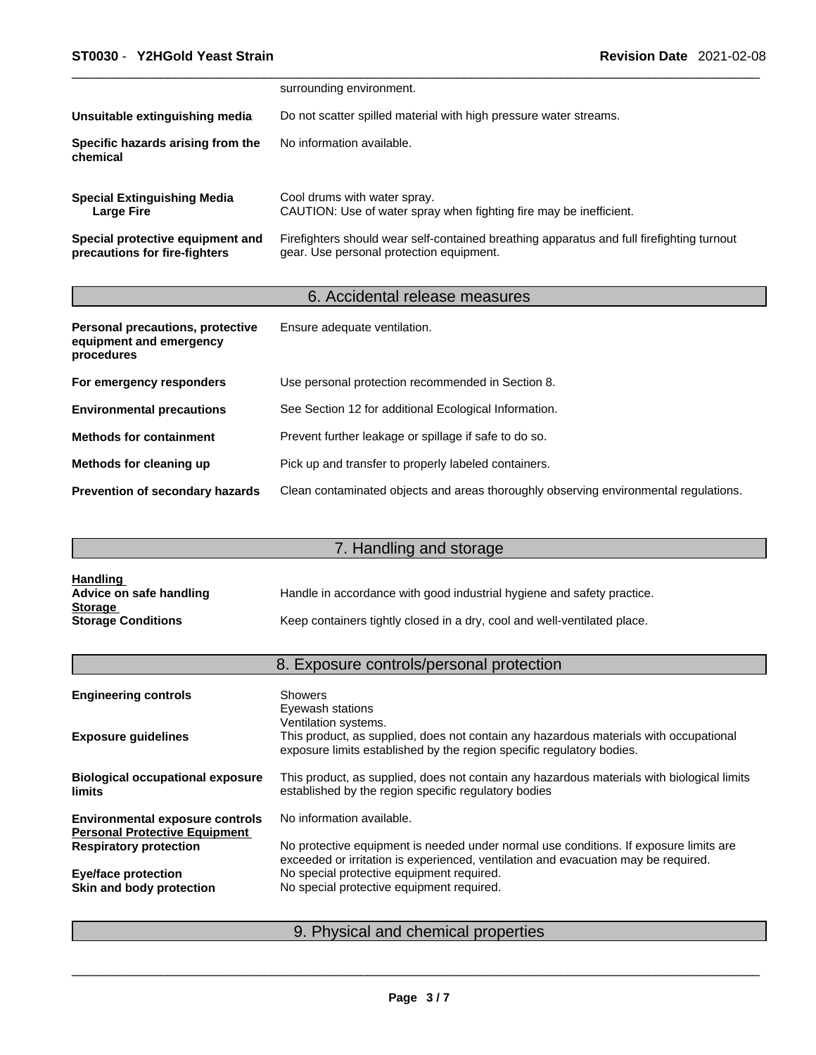surrounding environment.

**Unsuitable extinguishing media** Do not scatter spilled material with high pressure water streams.

**Specific hazards arising from the chemical** No information available.

**Special Extinguishing Media**
**Large Fire** Cool drums with water spray.
CAUTION: Use of water spray when fighting fire may be inefficient.

**Special protective equipment and precautions for fire-fighters** Firefighters should wear self-contained breathing apparatus and full firefighting turnout gear. Use personal protection equipment.

## 6. Accidental release measures

**Personal precautions, protective equipment and emergency procedures** Ensure adequate ventilation.

**For emergency responders** Use personal protection recommended in Section 8.

**Environmental precautions** See Section 12 for additional Ecological Information.

**Methods for containment** Prevent further leakage or spillage if safe to do so.

**Methods for cleaning up** Pick up and transfer to properly labeled containers.

**Prevention of secondary hazards** Clean contaminated objects and areas thoroughly observing environmental regulations.

## 7. Handling and storage

**Handling**
**Advice on safe handling** Handle in accordance with good industrial hygiene and safety practice.
**Storage**
**Storage Conditions** Keep containers tightly closed in a dry, cool and well-ventilated place.

## 8. Exposure controls/personal protection

**Engineering controls** Showers
Eyewash stations
Ventilation systems.

**Exposure guidelines** This product, as supplied, does not contain any hazardous materials with occupational exposure limits established by the region specific regulatory bodies.

**Biological occupational exposure limits** This product, as supplied, does not contain any hazardous materials with biological limits established by the region specific regulatory bodies

**Environmental exposure controls** No information available.
**Personal Protective Equipment**
**Respiratory protection** No protective equipment is needed under normal use conditions. If exposure limits are exceeded or irritation is experienced, ventilation and evacuation may be required.
**Eye/face protection** No special protective equipment required.
**Skin and body protection** No special protective equipment required.

## 9. Physical and chemical properties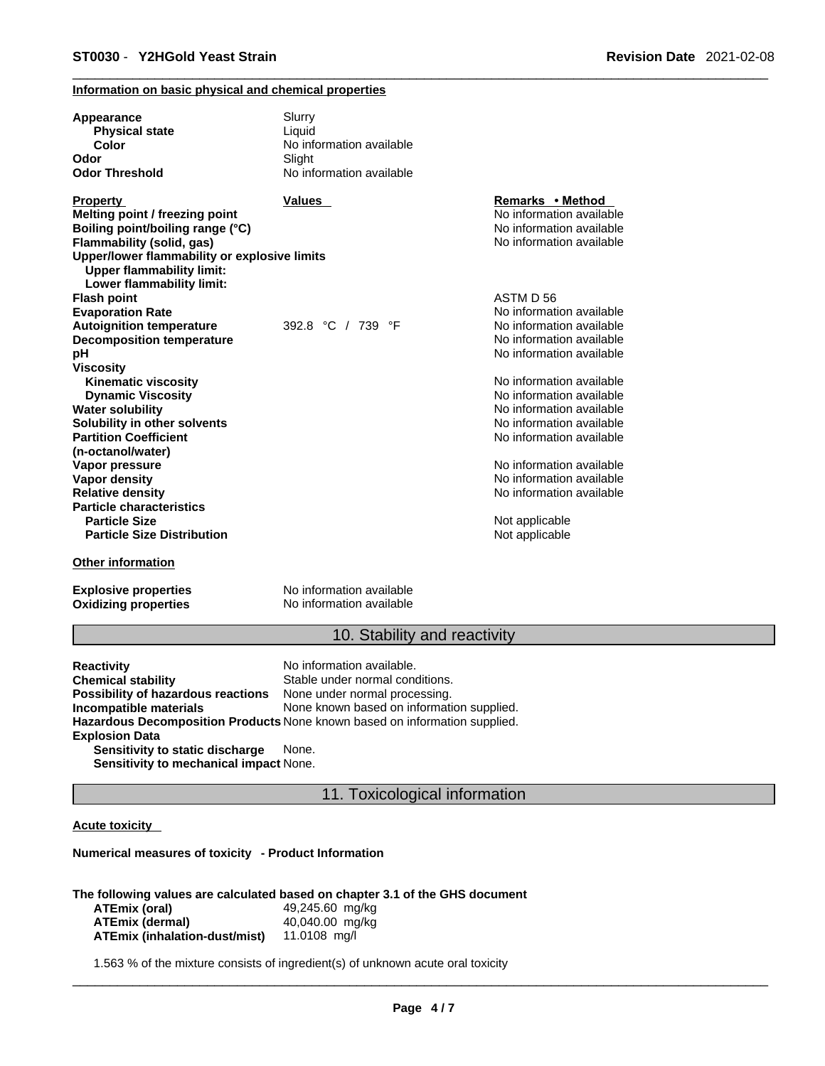**Information on basic physical and chemical properties**

| | | |
|---|---|---|
| **Appearance** | Slurry | |
| **Physical state** | Liquid | |
| **Color** | No information available | |
| **Odor** | Slight | |
| **Odor Threshold** | No information available | |

| **Property** | **Values** | **Remarks • Method** |
|---|---|---|
| **Melting point / freezing point** | | No information available |
| **Boiling point/boiling range (°C)** | | No information available |
| **Flammability (solid, gas)** | | No information available |
| **Upper/lower flammability or explosive limits** | | |
| **Upper flammability limit:** | | |
| **Lower flammability limit:** | | |
| **Flash point** | | ASTM D 56 |
| **Evaporation Rate** | | No information available |
| **Autoignition temperature** | 392.8 °C / 739 °F | No information available |
| **Decomposition temperature** | | No information available |
| **pH** | | No information available |
| **Viscosity** | | |
| **Kinematic viscosity** | | No information available |
| **Dynamic Viscosity** | | No information available |
| **Water solubility** | | No information available |
| **Solubility in other solvents** | | No information available |
| **Partition Coefficient (n-octanol/water)** | | No information available |
| **Vapor pressure** | | No information available |
| **Vapor density** | | No information available |
| **Relative density** | | No information available |
| **Particle characteristics** | | |
| **Particle Size** | | Not applicable |
| **Particle Size Distribution** | | Not applicable |

**Other information**

| | |
|---|---|
| **Explosive properties** | No information available |
| **Oxidizing properties** | No information available |

## 10. Stability and reactivity

| | |
|---|---|
| **Reactivity** | No information available. |
| **Chemical stability** | Stable under normal conditions. |
| **Possibility of hazardous reactions** | None under normal processing. |
| **Incompatible materials** | None known based on information supplied. |
| **Hazardous Decomposition Products** | None known based on information supplied. |
| **Explosion Data** | |
| **Sensitivity to static discharge** | None. |
| **Sensitivity to mechanical impact** | None. |

## 11. Toxicological information

**Acute toxicity**

**Numerical measures of toxicity - Product Information**

**The following values are calculated based on chapter 3.1 of the GHS document**

| | |
|---|---|
| **ATEmix (oral)** | 49,245.60 mg/kg |
| **ATEmix (dermal)** | 40,040.00 mg/kg |
| **ATEmix (inhalation-dust/mist)** | 11.0108 mg/l |

1.563 % of the mixture consists of ingredient(s) of unknown acute oral toxicity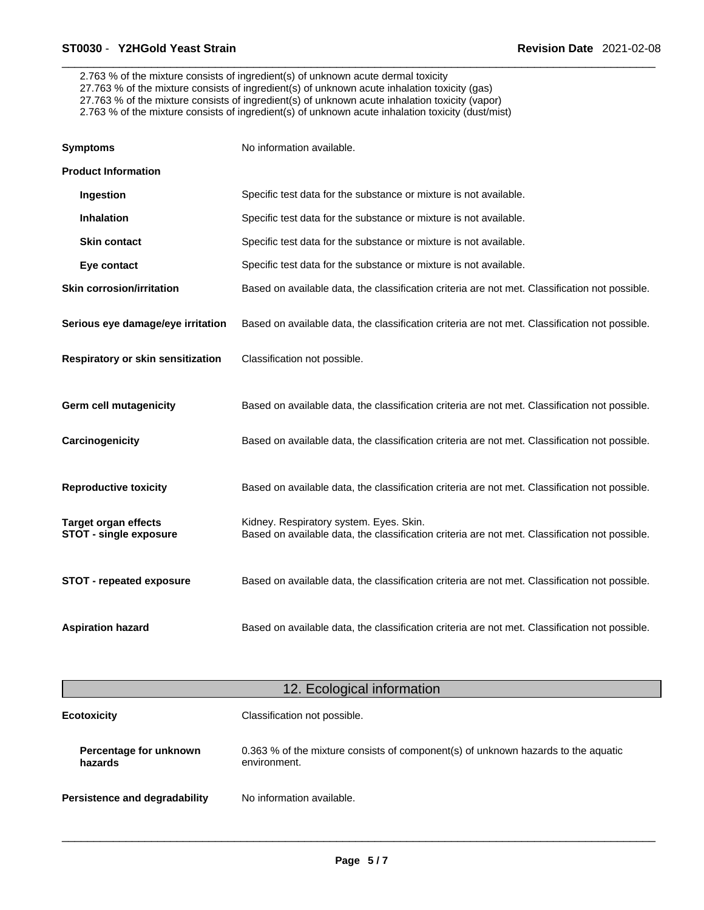2.763 % of the mixture consists of ingredient(s) of unknown acute dermal toxicity
27.763 % of the mixture consists of ingredient(s) of unknown acute inhalation toxicity (gas)
27.763 % of the mixture consists of ingredient(s) of unknown acute inhalation toxicity (vapor)
2.763 % of the mixture consists of ingredient(s) of unknown acute inhalation toxicity (dust/mist)

**Symptoms** No information available.

**Product Information**

**Ingestion** Specific test data for the substance or mixture is not available.

**Inhalation** Specific test data for the substance or mixture is not available.

**Skin contact** Specific test data for the substance or mixture is not available.

**Eye contact** Specific test data for the substance or mixture is not available.

**Skin corrosion/irritation** Based on available data, the classification criteria are not met. Classification not possible.

**Serious eye damage/eye irritation** Based on available data, the classification criteria are not met. Classification not possible.

**Respiratory or skin sensitization** Classification not possible.

**Germ cell mutagenicity** Based on available data, the classification criteria are not met. Classification not possible.

**Carcinogenicity** Based on available data, the classification criteria are not met. Classification not possible.

**Reproductive toxicity** Based on available data, the classification criteria are not met. Classification not possible.

**Target organ effects** Kidney. Respiratory system. Eyes. Skin.
**STOT - single exposure** Based on available data, the classification criteria are not met. Classification not possible.

**STOT - repeated exposure** Based on available data, the classification criteria are not met. Classification not possible.

**Aspiration hazard** Based on available data, the classification criteria are not met. Classification not possible.

## 12. Ecological information

**Ecotoxicity** Classification not possible.

**Percentage for unknown hazards** 0.363 % of the mixture consists of component(s) of unknown hazards to the aquatic environment.

**Persistence and degradability** No information available.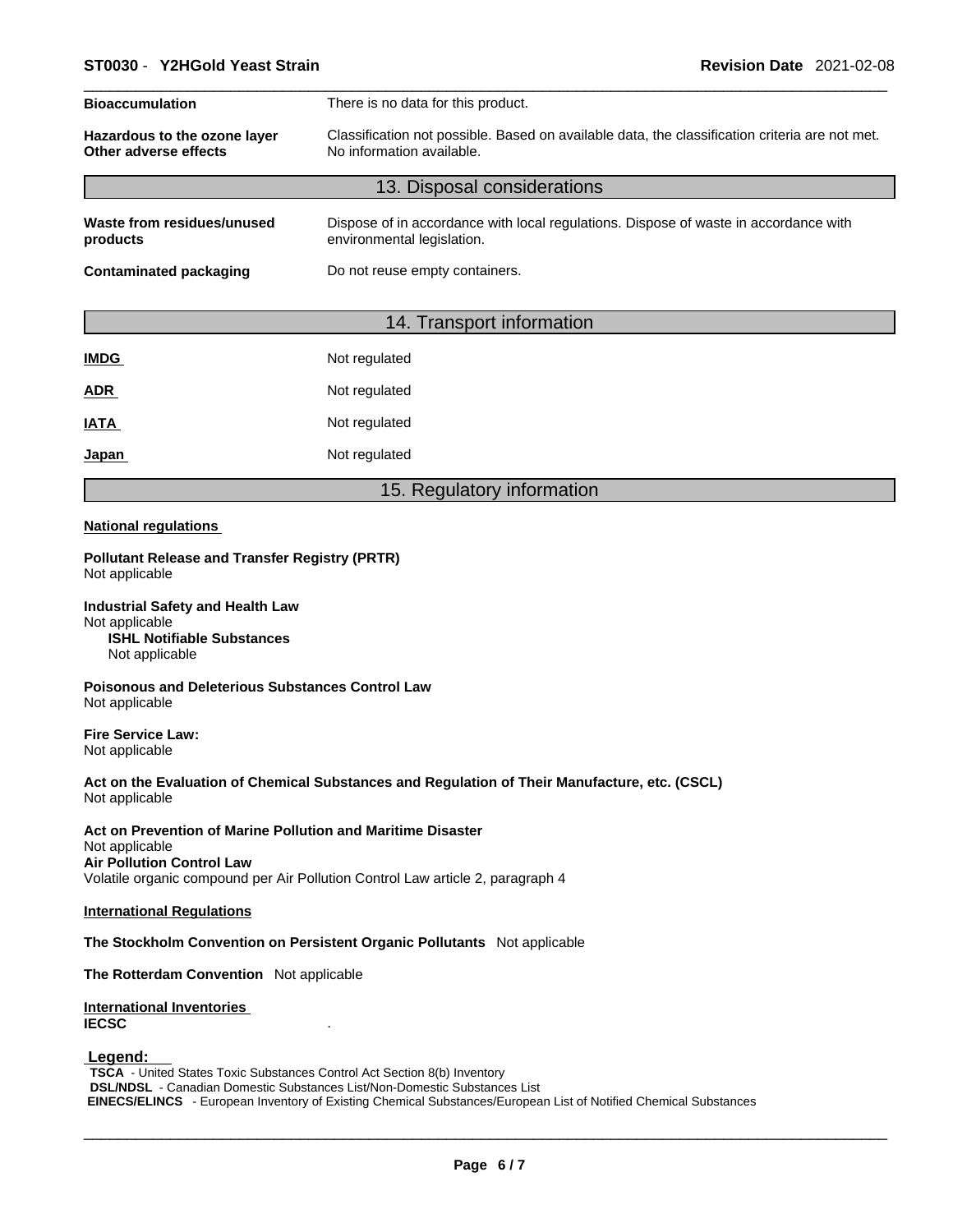| | |
|---|---|
| **Bioaccumulation** | There is no data for this product. |
| **Hazardous to the ozone layer** | Classification not possible. Based on available data, the classification criteria are not met. |
| **Other adverse effects** | No information available. |

## 13. Disposal considerations

| | |
|---|---|
| **Waste from residues/unused products** | Dispose of in accordance with local regulations. Dispose of waste in accordance with environmental legislation. |
| **Contaminated packaging** | Do not reuse empty containers. |

## 14. Transport information

| | |
|---|---|
| **IMDG** | Not regulated |
| **ADR** | Not regulated |
| **IATA** | Not regulated |
| **Japan** | Not regulated |

## 15. Regulatory information

**National regulations**

**Pollutant Release and Transfer Registry (PRTR)**
Not applicable

**Industrial Safety and Health Law**
Not applicable
**ISHL Notifiable Substances**
Not applicable

**Poisonous and Deleterious Substances Control Law**
Not applicable

**Fire Service Law:**
Not applicable

**Act on the Evaluation of Chemical Substances and Regulation of Their Manufacture, etc. (CSCL)**
Not applicable

**Act on Prevention of Marine Pollution and Maritime Disaster**
Not applicable
**Air Pollution Control Law**
Volatile organic compound per Air Pollution Control Law article 2, paragraph 4

**International Regulations**

**The Stockholm Convention on Persistent Organic Pollutants** Not applicable

**The Rotterdam Convention** Not applicable

**International Inventories**
**IECSC** .

**Legend:**
**TSCA** - United States Toxic Substances Control Act Section 8(b) Inventory
**DSL/NDSL** - Canadian Domestic Substances List/Non-Domestic Substances List
**EINECS/ELINCS** - European Inventory of Existing Chemical Substances/European List of Notified Chemical Substances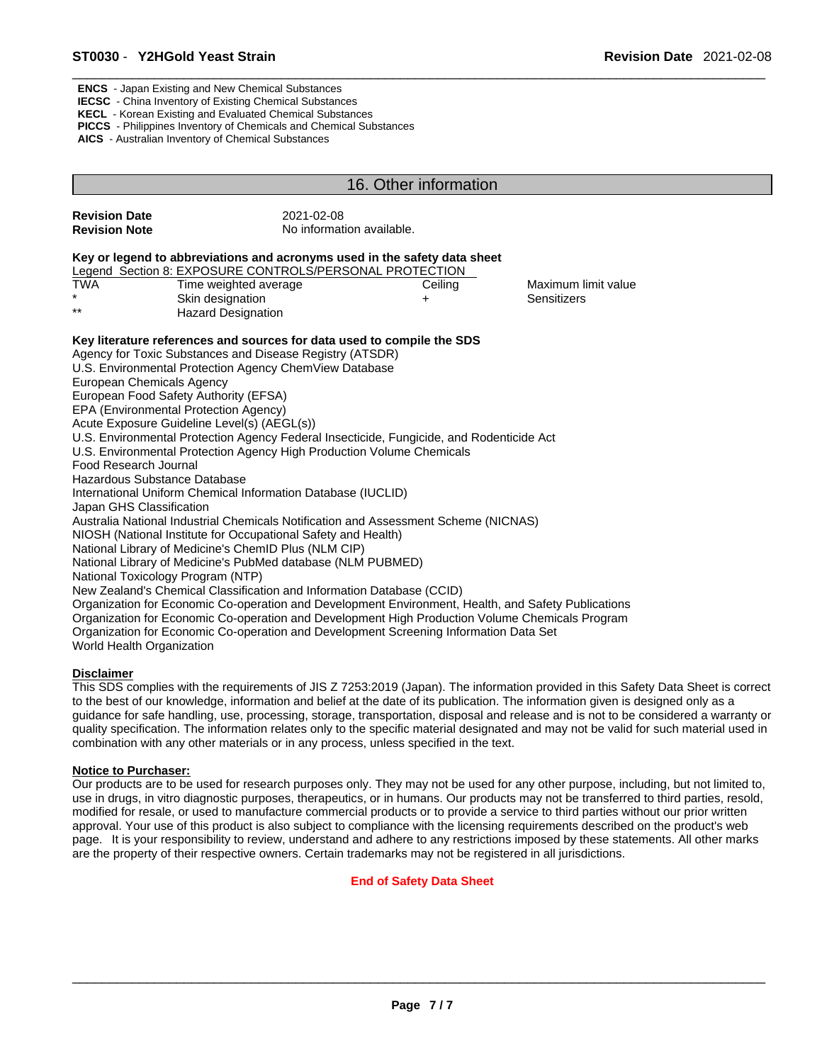**ENCS** - Japan Existing and New Chemical Substances
**IECSC** - China Inventory of Existing Chemical Substances
**KECL** - Korean Existing and Evaluated Chemical Substances
**PICCS** - Philippines Inventory of Chemicals and Chemical Substances
**AICS** - Australian Inventory of Chemical Substances

## 16. Other information

**Revision Date** 2021-02-08
**Revision Note** No information available.

**Key or legend to abbreviations and acronyms used in the safety data sheet**

Legend Section 8: EXPOSURE CONTROLS/PERSONAL PROTECTION

| | | | |
|---|---|---|---|
| TWA | Time weighted average | Ceiling | Maximum limit value |
| * | Skin designation | + | Sensitizers |
| ** | Hazard Designation | | |

**Key literature references and sources for data used to compile the SDS**

Agency for Toxic Substances and Disease Registry (ATSDR)
U.S. Environmental Protection Agency ChemView Database
European Chemicals Agency
European Food Safety Authority (EFSA)
EPA (Environmental Protection Agency)
Acute Exposure Guideline Level(s) (AEGL(s))
U.S. Environmental Protection Agency Federal Insecticide, Fungicide, and Rodenticide Act
U.S. Environmental Protection Agency High Production Volume Chemicals
Food Research Journal
Hazardous Substance Database
International Uniform Chemical Information Database (IUCLID)
Japan GHS Classification
Australia National Industrial Chemicals Notification and Assessment Scheme (NICNAS)
NIOSH (National Institute for Occupational Safety and Health)
National Library of Medicine's ChemID Plus (NLM CIP)
National Library of Medicine's PubMed database (NLM PUBMED)
National Toxicology Program (NTP)
New Zealand's Chemical Classification and Information Database (CCID)
Organization for Economic Co-operation and Development Environment, Health, and Safety Publications
Organization for Economic Co-operation and Development High Production Volume Chemicals Program
Organization for Economic Co-operation and Development Screening Information Data Set
World Health Organization

**Disclaimer**

This SDS complies with the requirements of JIS Z 7253:2019 (Japan). The information provided in this Safety Data Sheet is correct to the best of our knowledge, information and belief at the date of its publication. The information given is designed only as a guidance for safe handling, use, processing, storage, transportation, disposal and release and is not to be considered a warranty or quality specification. The information relates only to the specific material designated and may not be valid for such material used in combination with any other materials or in any process, unless specified in the text.

**Notice to Purchaser:**

Our products are to be used for research purposes only. They may not be used for any other purpose, including, but not limited to, use in drugs, in vitro diagnostic purposes, therapeutics, or in humans. Our products may not be transferred to third parties, resold, modified for resale, or used to manufacture commercial products or to provide a service to third parties without our prior written approval. Your use of this product is also subject to compliance with the licensing requirements described on the product's web page. It is your responsibility to review, understand and adhere to any restrictions imposed by these statements. All other marks are the property of their respective owners. Certain trademarks may not be registered in all jurisdictions.

**End of Safety Data Sheet**